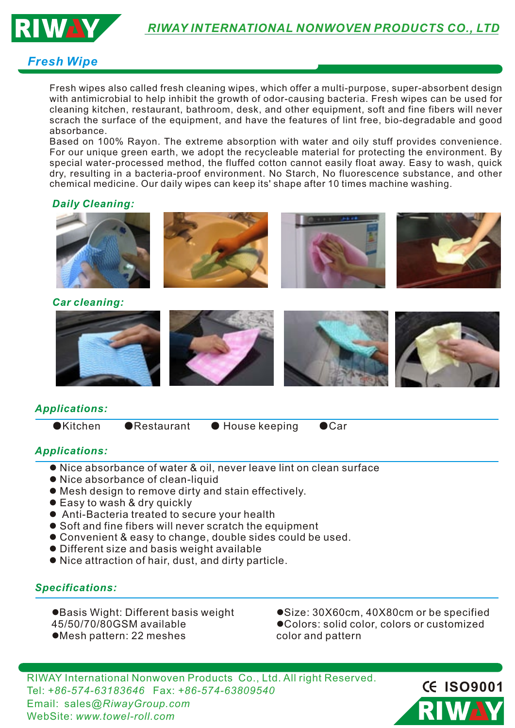RIWAY INTERNATIONAL NONWOVEN PRODUCTS CO., LTD

## Fresh Wipe

Fresh wipes also called fresh cleaning wipes, which offer a multi-purpose, super-absorbent design with antimicrobial to help inhibit the growth of odor-causing bacteria. Fresh wipes can be used for cleaning kitchen, restaurant, bathroom, desk, and other equipment, soft and fine fibers will never scrach the surface of the equipment, and have the features of lint free, bio-degradable and good absorbance.

Based on 100% Rayon. The extreme absorption with water and oily stuff provides convenience. For our unique green earth, we adopt the recycleable material for protecting the environment. By special water-processed method, the fluffed cotton cannot easily float away. Easy to wash, quick dry, resulting in a bacteria-proof environment. No Starch, No fluorescence substance, and other chemical medicine. Our daily wipes can keep its' shape after 10 times machine washing.

### Daily Cleaning:

### Car cleaning:

### Applications:

- Kitchen
- Restaurant
- House keeping
- Car

### Applications:

- Nice absorbance of water & oil, never leave lint on clean surface
- Nice absorbance of clean-liquid
- Mesh design to remove dirty and stain effectively.
- Easy to wash & dry quickly
- Anti-Bacteria treated to secure your health
- Soft and fine fibers will never scratch the equipment
- Convenient & easy to change, double sides could be used.
- Different size and basis weight available
- Nice attraction of hair, dust, and dirty particle.

### Specifications:

- Basis Wight: Different basis weight 45/50/70/80GSM available
- Mesh pattern: 22 meshes
- Size: 30X60cm, 40X80cm or be specified
- Colors: solid color, colors or customized color and pattern

RIWAY International Nonwoven Products Co., Ltd. All right Reserved.
Tel: +86-574-63183646 Fax: +86-574-63809540
Email: sales@RiwayGroup.com
WebSite: www.towel-roll.com

CE ISO9001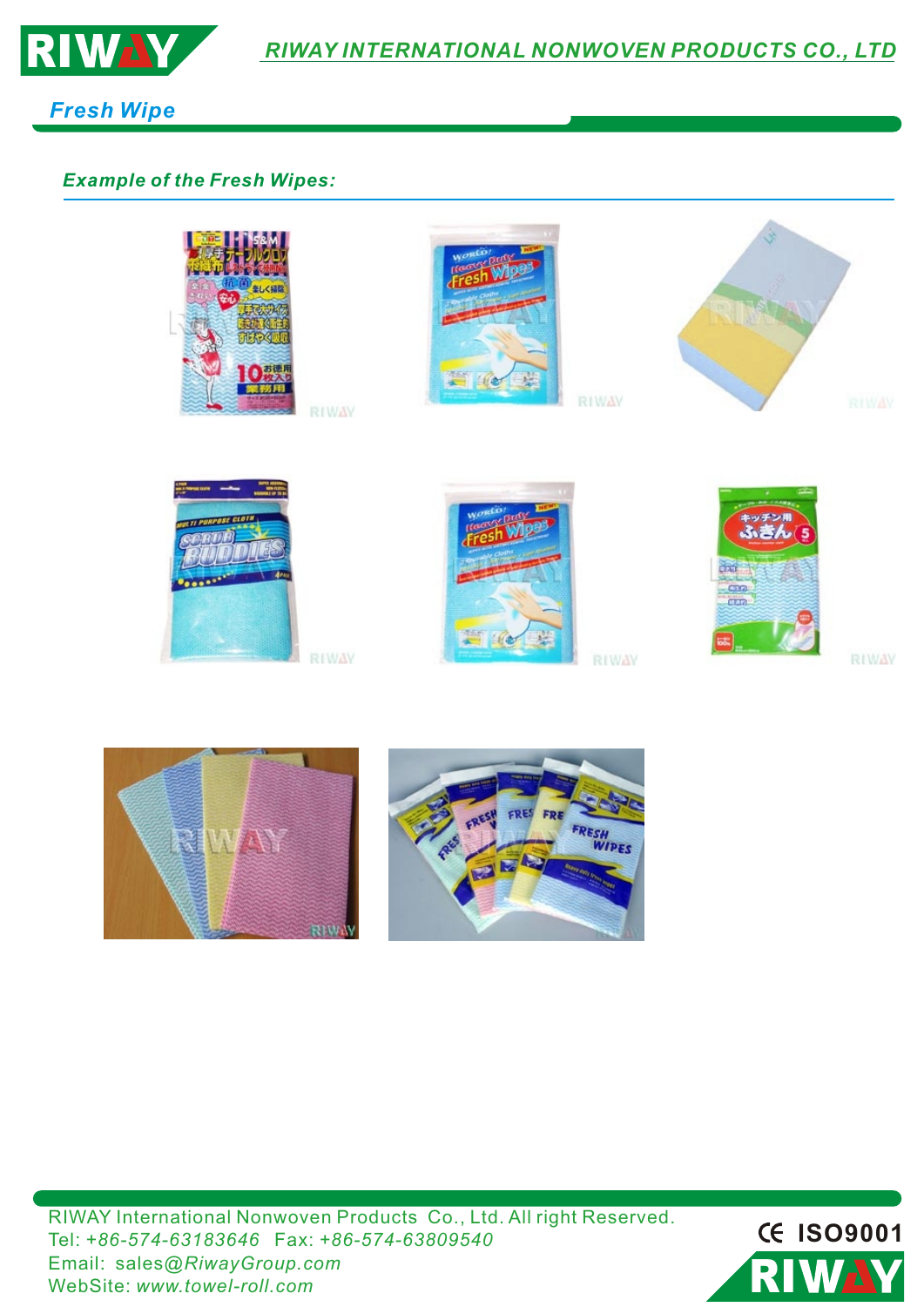# Fresh Wipe

### *Example of the Fresh Wipes:*

RIWAY International Nonwoven Products Co., Ltd. All right Reserved.
Tel: *+86-574-63183646* Fax: *+86-574-63809540*
Email: *sales@RiwayGroup.com*
WebSite: *www.towel-roll.com*

CE ISO9001